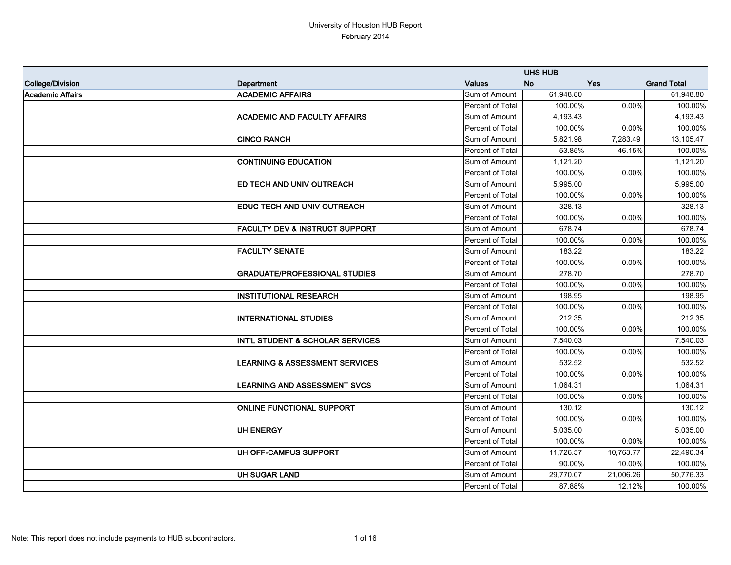University of Houston HUB Report
February 2014

| College/Division | Department | Values | UHS HUB No | Yes | Grand Total |
|---|---|---|---|---|---|
| **Academic Affairs** | **ACADEMIC AFFAIRS** | Sum of Amount | 61,948.80 | | 61,948.80 |
| | | Percent of Total | 100.00% | 0.00% | 100.00% |
| | **ACADEMIC AND FACULTY AFFAIRS** | Sum of Amount | 4,193.43 | | 4,193.43 |
| | | Percent of Total | 100.00% | 0.00% | 100.00% |
| | **CINCO RANCH** | Sum of Amount | 5,821.98 | 7,283.49 | 13,105.47 |
| | | Percent of Total | 53.85% | 46.15% | 100.00% |
| | **CONTINUING EDUCATION** | Sum of Amount | 1,121.20 | | 1,121.20 |
| | | Percent of Total | 100.00% | 0.00% | 100.00% |
| | **ED TECH AND UNIV OUTREACH** | Sum of Amount | 5,995.00 | | 5,995.00 |
| | | Percent of Total | 100.00% | 0.00% | 100.00% |
| | **EDUC TECH AND UNIV OUTREACH** | Sum of Amount | 328.13 | | 328.13 |
| | | Percent of Total | 100.00% | 0.00% | 100.00% |
| | **FACULTY DEV & INSTRUCT SUPPORT** | Sum of Amount | 678.74 | | 678.74 |
| | | Percent of Total | 100.00% | 0.00% | 100.00% |
| | **FACULTY SENATE** | Sum of Amount | 183.22 | | 183.22 |
| | | Percent of Total | 100.00% | 0.00% | 100.00% |
| | **GRADUATE/PROFESSIONAL STUDIES** | Sum of Amount | 278.70 | | 278.70 |
| | | Percent of Total | 100.00% | 0.00% | 100.00% |
| | **INSTITUTIONAL RESEARCH** | Sum of Amount | 198.95 | | 198.95 |
| | | Percent of Total | 100.00% | 0.00% | 100.00% |
| | **INTERNATIONAL STUDIES** | Sum of Amount | 212.35 | | 212.35 |
| | | Percent of Total | 100.00% | 0.00% | 100.00% |
| | **INT'L STUDENT & SCHOLAR SERVICES** | Sum of Amount | 7,540.03 | | 7,540.03 |
| | | Percent of Total | 100.00% | 0.00% | 100.00% |
| | **LEARNING & ASSESSMENT SERVICES** | Sum of Amount | 532.52 | | 532.52 |
| | | Percent of Total | 100.00% | 0.00% | 100.00% |
| | **LEARNING AND ASSESSMENT SVCS** | Sum of Amount | 1,064.31 | | 1,064.31 |
| | | Percent of Total | 100.00% | 0.00% | 100.00% |
| | **ONLINE FUNCTIONAL SUPPORT** | Sum of Amount | 130.12 | | 130.12 |
| | | Percent of Total | 100.00% | 0.00% | 100.00% |
| | **UH ENERGY** | Sum of Amount | 5,035.00 | | 5,035.00 |
| | | Percent of Total | 100.00% | 0.00% | 100.00% |
| | **UH OFF-CAMPUS SUPPORT** | Sum of Amount | 11,726.57 | 10,763.77 | 22,490.34 |
| | | Percent of Total | 90.00% | 10.00% | 100.00% |
| | **UH SUGAR LAND** | Sum of Amount | 29,770.07 | 21,006.26 | 50,776.33 |
| | | Percent of Total | 87.88% | 12.12% | 100.00% |

Note: This report does not include payments to HUB subcontractors.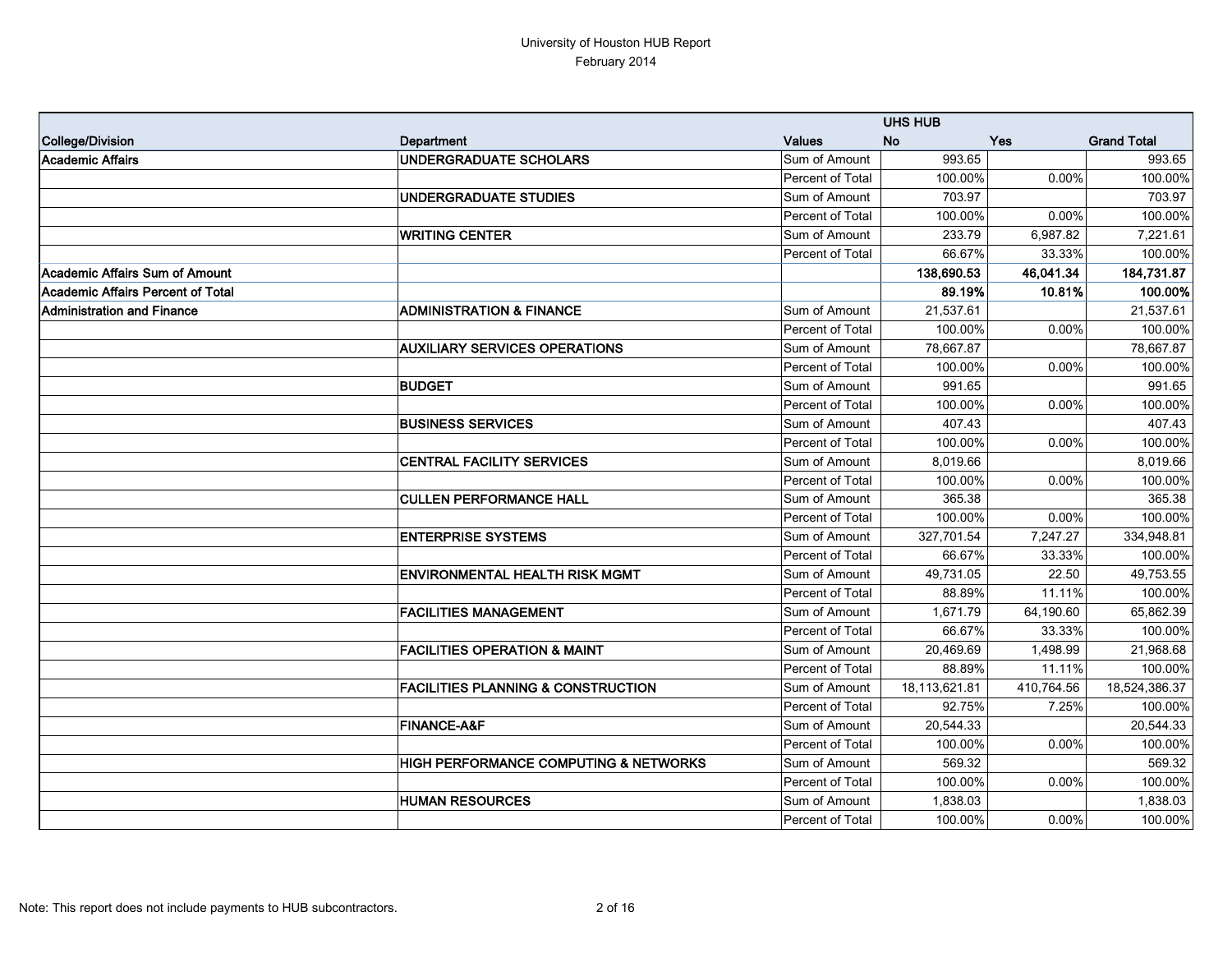| | | | UHS HUB | | |
|---|---|---|---|---|---|
| **College/Division** | **Department** | **Values** | **No** | **Yes** | **Grand Total** |
| **Academic Affairs** | **UNDERGRADUATE SCHOLARS** | Sum of Amount | 993.65 | | 993.65 |
| | | Percent of Total | 100.00% | 0.00% | 100.00% |
| | **UNDERGRADUATE STUDIES** | Sum of Amount | 703.97 | | 703.97 |
| | | Percent of Total | 100.00% | 0.00% | 100.00% |
| | **WRITING CENTER** | Sum of Amount | 233.79 | 6,987.82 | 7,221.61 |
| | | Percent of Total | 66.67% | 33.33% | 100.00% |
| **Academic Affairs Sum of Amount** | | | **138,690.53** | **46,041.34** | **184,731.87** |
| **Academic Affairs Percent of Total** | | | **89.19%** | **10.81%** | **100.00%** |
| **Administration and Finance** | **ADMINISTRATION & FINANCE** | Sum of Amount | 21,537.61 | | 21,537.61 |
| | | Percent of Total | 100.00% | 0.00% | 100.00% |
| | **AUXILIARY SERVICES OPERATIONS** | Sum of Amount | 78,667.87 | | 78,667.87 |
| | | Percent of Total | 100.00% | 0.00% | 100.00% |
| | **BUDGET** | Sum of Amount | 991.65 | | 991.65 |
| | | Percent of Total | 100.00% | 0.00% | 100.00% |
| | **BUSINESS SERVICES** | Sum of Amount | 407.43 | | 407.43 |
| | | Percent of Total | 100.00% | 0.00% | 100.00% |
| | **CENTRAL FACILITY SERVICES** | Sum of Amount | 8,019.66 | | 8,019.66 |
| | | Percent of Total | 100.00% | 0.00% | 100.00% |
| | **CULLEN PERFORMANCE HALL** | Sum of Amount | 365.38 | | 365.38 |
| | | Percent of Total | 100.00% | 0.00% | 100.00% |
| | **ENTERPRISE SYSTEMS** | Sum of Amount | 327,701.54 | 7,247.27 | 334,948.81 |
| | | Percent of Total | 66.67% | 33.33% | 100.00% |
| | **ENVIRONMENTAL HEALTH RISK MGMT** | Sum of Amount | 49,731.05 | 22.50 | 49,753.55 |
| | | Percent of Total | 88.89% | 11.11% | 100.00% |
| | **FACILITIES MANAGEMENT** | Sum of Amount | 1,671.79 | 64,190.60 | 65,862.39 |
| | | Percent of Total | 66.67% | 33.33% | 100.00% |
| | **FACILITIES OPERATION & MAINT** | Sum of Amount | 20,469.69 | 1,498.99 | 21,968.68 |
| | | Percent of Total | 88.89% | 11.11% | 100.00% |
| | **FACILITIES PLANNING & CONSTRUCTION** | Sum of Amount | 18,113,621.81 | 410,764.56 | 18,524,386.37 |
| | | Percent of Total | 92.75% | 7.25% | 100.00% |
| | **FINANCE-A&F** | Sum of Amount | 20,544.33 | | 20,544.33 |
| | | Percent of Total | 100.00% | 0.00% | 100.00% |
| | **HIGH PERFORMANCE COMPUTING & NETWORKS** | Sum of Amount | 569.32 | | 569.32 |
| | | Percent of Total | 100.00% | 0.00% | 100.00% |
| | **HUMAN RESOURCES** | Sum of Amount | 1,838.03 | | 1,838.03 |
| | | Percent of Total | 100.00% | 0.00% | 100.00% |

Note: This report does not include payments to HUB subcontractors.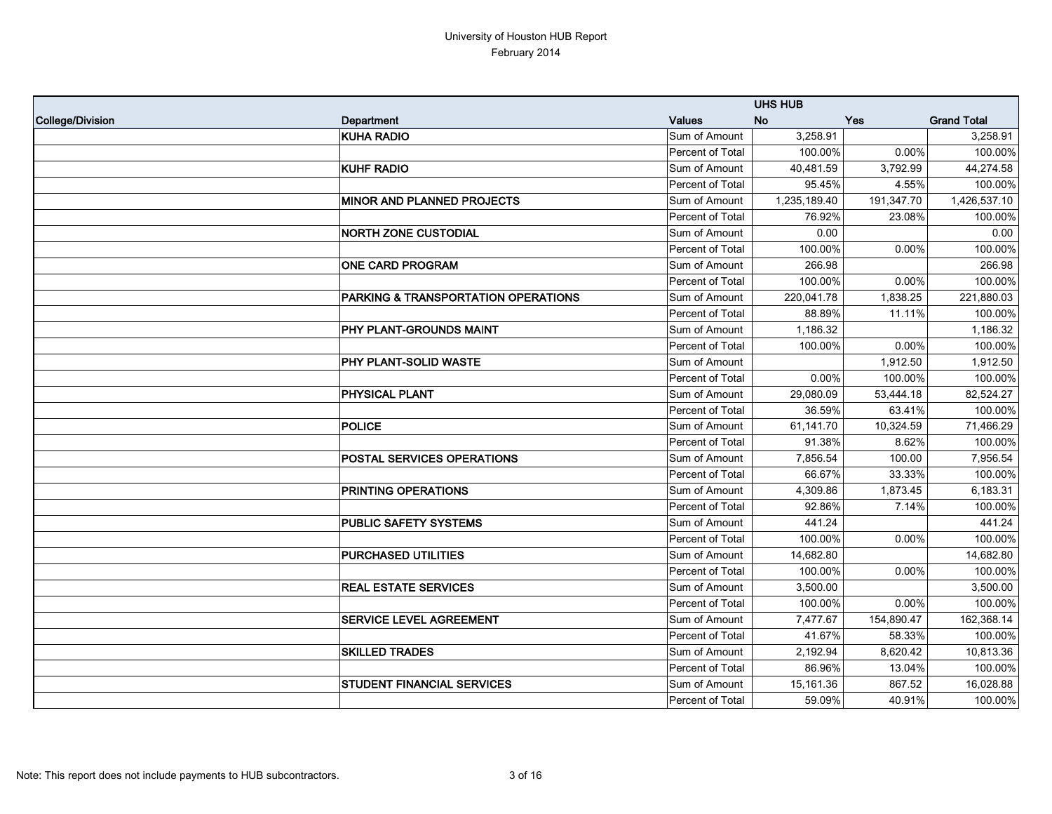University of Houston HUB Report
February 2014

| College/Division | Department | Values | UHS HUB No | Yes | Grand Total |
|---|---|---|---|---|---|
| | **KUHA RADIO** | Sum of Amount | 3,258.91 | | 3,258.91 |
| | | Percent of Total | 100.00% | 0.00% | 100.00% |
| | **KUHF RADIO** | Sum of Amount | 40,481.59 | 3,792.99 | 44,274.58 |
| | | Percent of Total | 95.45% | 4.55% | 100.00% |
| | **MINOR AND PLANNED PROJECTS** | Sum of Amount | 1,235,189.40 | 191,347.70 | 1,426,537.10 |
| | | Percent of Total | 76.92% | 23.08% | 100.00% |
| | **NORTH ZONE CUSTODIAL** | Sum of Amount | 0.00 | | 0.00 |
| | | Percent of Total | 100.00% | 0.00% | 100.00% |
| | **ONE CARD PROGRAM** | Sum of Amount | 266.98 | | 266.98 |
| | | Percent of Total | 100.00% | 0.00% | 100.00% |
| | **PARKING & TRANSPORTATION OPERATIONS** | Sum of Amount | 220,041.78 | 1,838.25 | 221,880.03 |
| | | Percent of Total | 88.89% | 11.11% | 100.00% |
| | **PHY PLANT-GROUNDS MAINT** | Sum of Amount | 1,186.32 | | 1,186.32 |
| | | Percent of Total | 100.00% | 0.00% | 100.00% |
| | **PHY PLANT-SOLID WASTE** | Sum of Amount | | 1,912.50 | 1,912.50 |
| | | Percent of Total | 0.00% | 100.00% | 100.00% |
| | **PHYSICAL PLANT** | Sum of Amount | 29,080.09 | 53,444.18 | 82,524.27 |
| | | Percent of Total | 36.59% | 63.41% | 100.00% |
| | **POLICE** | Sum of Amount | 61,141.70 | 10,324.59 | 71,466.29 |
| | | Percent of Total | 91.38% | 8.62% | 100.00% |
| | **POSTAL SERVICES OPERATIONS** | Sum of Amount | 7,856.54 | 100.00 | 7,956.54 |
| | | Percent of Total | 66.67% | 33.33% | 100.00% |
| | **PRINTING OPERATIONS** | Sum of Amount | 4,309.86 | 1,873.45 | 6,183.31 |
| | | Percent of Total | 92.86% | 7.14% | 100.00% |
| | **PUBLIC SAFETY SYSTEMS** | Sum of Amount | 441.24 | | 441.24 |
| | | Percent of Total | 100.00% | 0.00% | 100.00% |
| | **PURCHASED UTILITIES** | Sum of Amount | 14,682.80 | | 14,682.80 |
| | | Percent of Total | 100.00% | 0.00% | 100.00% |
| | **REAL ESTATE SERVICES** | Sum of Amount | 3,500.00 | | 3,500.00 |
| | | Percent of Total | 100.00% | 0.00% | 100.00% |
| | **SERVICE LEVEL AGREEMENT** | Sum of Amount | 7,477.67 | 154,890.47 | 162,368.14 |
| | | Percent of Total | 41.67% | 58.33% | 100.00% |
| | **SKILLED TRADES** | Sum of Amount | 2,192.94 | 8,620.42 | 10,813.36 |
| | | Percent of Total | 86.96% | 13.04% | 100.00% |
| | **STUDENT FINANCIAL SERVICES** | Sum of Amount | 15,161.36 | 867.52 | 16,028.88 |
| | | Percent of Total | 59.09% | 40.91% | 100.00% |

Note: This report does not include payments to HUB subcontractors.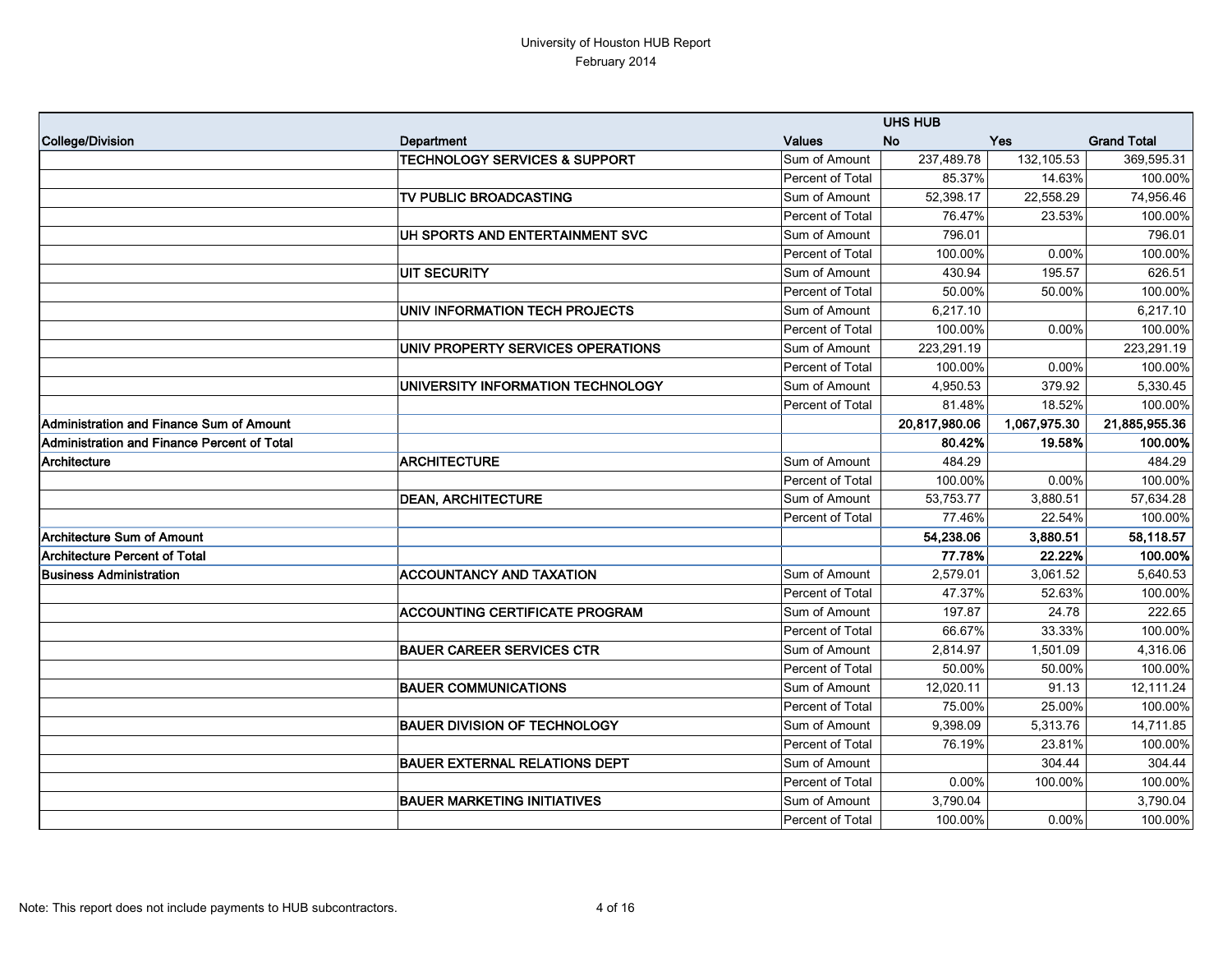University of Houston HUB Report
February 2014

| College/Division | Department | Values | UHS HUB | | |
|---|---|---|---|---|---|
| | | | **No** | **Yes** | **Grand Total** |
| | **TECHNOLOGY SERVICES & SUPPORT** | Sum of Amount | 237,489.78 | 132,105.53 | 369,595.31 |
| | | Percent of Total | 85.37% | 14.63% | 100.00% |
| | **TV PUBLIC BROADCASTING** | Sum of Amount | 52,398.17 | 22,558.29 | 74,956.46 |
| | | Percent of Total | 76.47% | 23.53% | 100.00% |
| | **UH SPORTS AND ENTERTAINMENT SVC** | Sum of Amount | 796.01 | | 796.01 |
| | | Percent of Total | 100.00% | 0.00% | 100.00% |
| | **UIT SECURITY** | Sum of Amount | 430.94 | 195.57 | 626.51 |
| | | Percent of Total | 50.00% | 50.00% | 100.00% |
| | **UNIV INFORMATION TECH PROJECTS** | Sum of Amount | 6,217.10 | | 6,217.10 |
| | | Percent of Total | 100.00% | 0.00% | 100.00% |
| | **UNIV PROPERTY SERVICES OPERATIONS** | Sum of Amount | 223,291.19 | | 223,291.19 |
| | | Percent of Total | 100.00% | 0.00% | 100.00% |
| | **UNIVERSITY INFORMATION TECHNOLOGY** | Sum of Amount | 4,950.53 | 379.92 | 5,330.45 |
| | | Percent of Total | 81.48% | 18.52% | 100.00% |
| **Administration and Finance Sum of Amount** | | | **20,817,980.06** | **1,067,975.30** | **21,885,955.36** |
| **Administration and Finance Percent of Total** | | | **80.42%** | **19.58%** | **100.00%** |
| **Architecture** | **ARCHITECTURE** | Sum of Amount | 484.29 | | 484.29 |
| | | Percent of Total | 100.00% | 0.00% | 100.00% |
| | **DEAN, ARCHITECTURE** | Sum of Amount | 53,753.77 | 3,880.51 | 57,634.28 |
| | | Percent of Total | 77.46% | 22.54% | 100.00% |
| **Architecture Sum of Amount** | | | **54,238.06** | **3,880.51** | **58,118.57** |
| **Architecture Percent of Total** | | | **77.78%** | **22.22%** | **100.00%** |
| **Business Administration** | **ACCOUNTANCY AND TAXATION** | Sum of Amount | 2,579.01 | 3,061.52 | 5,640.53 |
| | | Percent of Total | 47.37% | 52.63% | 100.00% |
| | **ACCOUNTING CERTIFICATE PROGRAM** | Sum of Amount | 197.87 | 24.78 | 222.65 |
| | | Percent of Total | 66.67% | 33.33% | 100.00% |
| | **BAUER CAREER SERVICES CTR** | Sum of Amount | 2,814.97 | 1,501.09 | 4,316.06 |
| | | Percent of Total | 50.00% | 50.00% | 100.00% |
| | **BAUER COMMUNICATIONS** | Sum of Amount | 12,020.11 | 91.13 | 12,111.24 |
| | | Percent of Total | 75.00% | 25.00% | 100.00% |
| | **BAUER DIVISION OF TECHNOLOGY** | Sum of Amount | 9,398.09 | 5,313.76 | 14,711.85 |
| | | Percent of Total | 76.19% | 23.81% | 100.00% |
| | **BAUER EXTERNAL RELATIONS DEPT** | Sum of Amount | | 304.44 | 304.44 |
| | | Percent of Total | 0.00% | 100.00% | 100.00% |
| | **BAUER MARKETING INITIATIVES** | Sum of Amount | 3,790.04 | | 3,790.04 |
| | | Percent of Total | 100.00% | 0.00% | 100.00% |

Note: This report does not include payments to HUB subcontractors.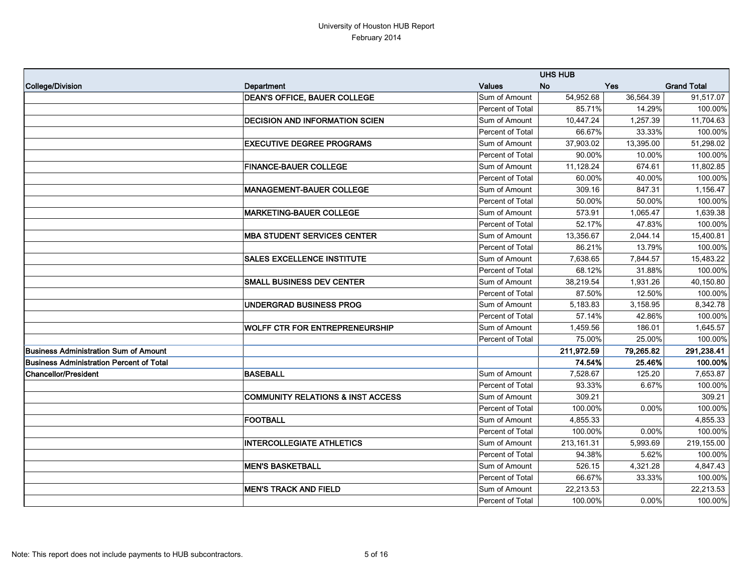University of Houston HUB Report
February 2014

| College/Division | Department | Values | UHS HUB No | Yes | Grand Total |
|---|---|---|---|---|---|
| | **DEAN'S OFFICE, BAUER COLLEGE** | Sum of Amount | 54,952.68 | 36,564.39 | 91,517.07 |
| | | Percent of Total | 85.71% | 14.29% | 100.00% |
| | **DECISION AND INFORMATION SCIEN** | Sum of Amount | 10,447.24 | 1,257.39 | 11,704.63 |
| | | Percent of Total | 66.67% | 33.33% | 100.00% |
| | **EXECUTIVE DEGREE PROGRAMS** | Sum of Amount | 37,903.02 | 13,395.00 | 51,298.02 |
| | | Percent of Total | 90.00% | 10.00% | 100.00% |
| | **FINANCE-BAUER COLLEGE** | Sum of Amount | 11,128.24 | 674.61 | 11,802.85 |
| | | Percent of Total | 60.00% | 40.00% | 100.00% |
| | **MANAGEMENT-BAUER COLLEGE** | Sum of Amount | 309.16 | 847.31 | 1,156.47 |
| | | Percent of Total | 50.00% | 50.00% | 100.00% |
| | **MARKETING-BAUER COLLEGE** | Sum of Amount | 573.91 | 1,065.47 | 1,639.38 |
| | | Percent of Total | 52.17% | 47.83% | 100.00% |
| | **MBA STUDENT SERVICES CENTER** | Sum of Amount | 13,356.67 | 2,044.14 | 15,400.81 |
| | | Percent of Total | 86.21% | 13.79% | 100.00% |
| | **SALES EXCELLENCE INSTITUTE** | Sum of Amount | 7,638.65 | 7,844.57 | 15,483.22 |
| | | Percent of Total | 68.12% | 31.88% | 100.00% |
| | **SMALL BUSINESS DEV CENTER** | Sum of Amount | 38,219.54 | 1,931.26 | 40,150.80 |
| | | Percent of Total | 87.50% | 12.50% | 100.00% |
| | **UNDERGRAD BUSINESS PROG** | Sum of Amount | 5,183.83 | 3,158.95 | 8,342.78 |
| | | Percent of Total | 57.14% | 42.86% | 100.00% |
| | **WOLFF CTR FOR ENTREPRENEURSHIP** | Sum of Amount | 1,459.56 | 186.01 | 1,645.57 |
| | | Percent of Total | 75.00% | 25.00% | 100.00% |
| **Business Administration Sum of Amount** | | | **211,972.59** | **79,265.82** | **291,238.41** |
| **Business Administration Percent of Total** | | | **74.54%** | **25.46%** | **100.00%** |
| **Chancellor/President** | **BASEBALL** | Sum of Amount | 7,528.67 | 125.20 | 7,653.87 |
| | | Percent of Total | 93.33% | 6.67% | 100.00% |
| | **COMMUNITY RELATIONS & INST ACCESS** | Sum of Amount | 309.21 | | 309.21 |
| | | Percent of Total | 100.00% | 0.00% | 100.00% |
| | **FOOTBALL** | Sum of Amount | 4,855.33 | | 4,855.33 |
| | | Percent of Total | 100.00% | 0.00% | 100.00% |
| | **INTERCOLLEGIATE ATHLETICS** | Sum of Amount | 213,161.31 | 5,993.69 | 219,155.00 |
| | | Percent of Total | 94.38% | 5.62% | 100.00% |
| | **MEN'S BASKETBALL** | Sum of Amount | 526.15 | 4,321.28 | 4,847.43 |
| | | Percent of Total | 66.67% | 33.33% | 100.00% |
| | **MEN'S TRACK AND FIELD** | Sum of Amount | 22,213.53 | | 22,213.53 |
| | | Percent of Total | 100.00% | 0.00% | 100.00% |

Note: This report does not include payments to HUB subcontractors.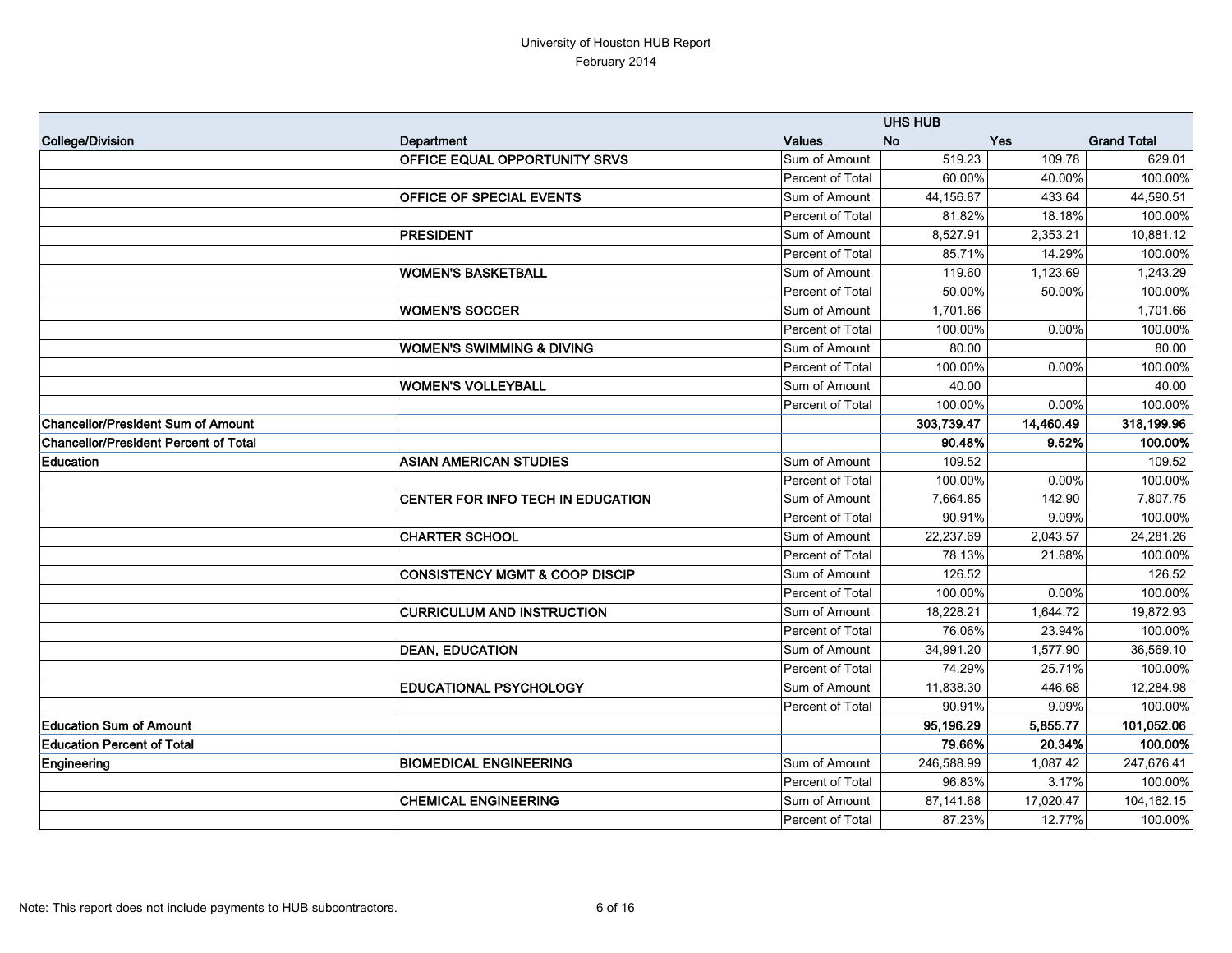| | | | UHS HUB | | |
|---|---|---|---|---|---|
| **College/Division** | **Department** | **Values** | **No** | **Yes** | **Grand Total** |
| | **OFFICE EQUAL OPPORTUNITY SRVS** | Sum of Amount | 519.23 | 109.78 | 629.01 |
| | | Percent of Total | 60.00% | 40.00% | 100.00% |
| | **OFFICE OF SPECIAL EVENTS** | Sum of Amount | 44,156.87 | 433.64 | 44,590.51 |
| | | Percent of Total | 81.82% | 18.18% | 100.00% |
| | **PRESIDENT** | Sum of Amount | 8,527.91 | 2,353.21 | 10,881.12 |
| | | Percent of Total | 85.71% | 14.29% | 100.00% |
| | **WOMEN'S BASKETBALL** | Sum of Amount | 119.60 | 1,123.69 | 1,243.29 |
| | | Percent of Total | 50.00% | 50.00% | 100.00% |
| | **WOMEN'S SOCCER** | Sum of Amount | 1,701.66 | | 1,701.66 |
| | | Percent of Total | 100.00% | 0.00% | 100.00% |
| | **WOMEN'S SWIMMING & DIVING** | Sum of Amount | 80.00 | | 80.00 |
| | | Percent of Total | 100.00% | 0.00% | 100.00% |
| | **WOMEN'S VOLLEYBALL** | Sum of Amount | 40.00 | | 40.00 |
| | | Percent of Total | 100.00% | 0.00% | 100.00% |
| **Chancellor/President Sum of Amount** | | | **303,739.47** | **14,460.49** | **318,199.96** |
| **Chancellor/President Percent of Total** | | | **90.48%** | **9.52%** | **100.00%** |
| **Education** | **ASIAN AMERICAN STUDIES** | Sum of Amount | 109.52 | | 109.52 |
| | | Percent of Total | 100.00% | 0.00% | 100.00% |
| | **CENTER FOR INFO TECH IN EDUCATION** | Sum of Amount | 7,664.85 | 142.90 | 7,807.75 |
| | | Percent of Total | 90.91% | 9.09% | 100.00% |
| | **CHARTER SCHOOL** | Sum of Amount | 22,237.69 | 2,043.57 | 24,281.26 |
| | | Percent of Total | 78.13% | 21.88% | 100.00% |
| | **CONSISTENCY MGMT & COOP DISCIP** | Sum of Amount | 126.52 | | 126.52 |
| | | Percent of Total | 100.00% | 0.00% | 100.00% |
| | **CURRICULUM AND INSTRUCTION** | Sum of Amount | 18,228.21 | 1,644.72 | 19,872.93 |
| | | Percent of Total | 76.06% | 23.94% | 100.00% |
| | **DEAN, EDUCATION** | Sum of Amount | 34,991.20 | 1,577.90 | 36,569.10 |
| | | Percent of Total | 74.29% | 25.71% | 100.00% |
| | **EDUCATIONAL PSYCHOLOGY** | Sum of Amount | 11,838.30 | 446.68 | 12,284.98 |
| | | Percent of Total | 90.91% | 9.09% | 100.00% |
| **Education Sum of Amount** | | | **95,196.29** | **5,855.77** | **101,052.06** |
| **Education Percent of Total** | | | **79.66%** | **20.34%** | **100.00%** |
| **Engineering** | **BIOMEDICAL ENGINEERING** | Sum of Amount | 246,588.99 | 1,087.42 | 247,676.41 |
| | | Percent of Total | 96.83% | 3.17% | 100.00% |
| | **CHEMICAL ENGINEERING** | Sum of Amount | 87,141.68 | 17,020.47 | 104,162.15 |
| | | Percent of Total | 87.23% | 12.77% | 100.00% |

Note: This report does not include payments to HUB subcontractors.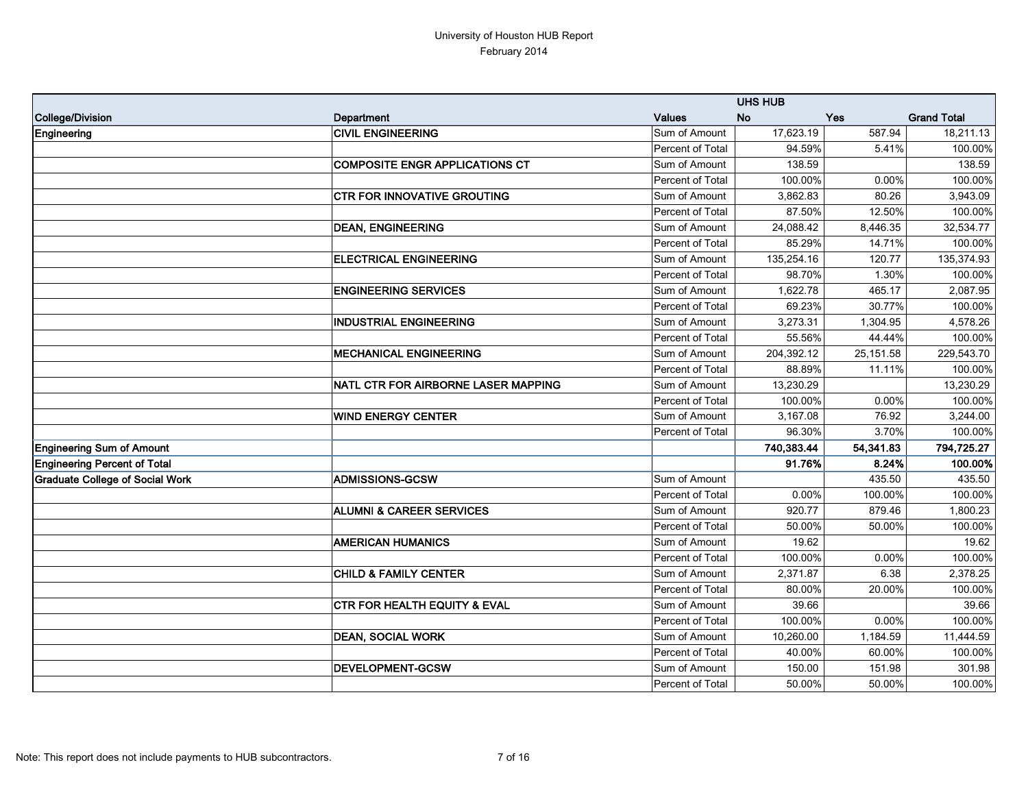| College/Division | Department | Values | UHS HUB | | |
|---|---|---|---|---|---|
| | | | No | Yes | Grand Total |
| **Engineering** | **CIVIL ENGINEERING** | Sum of Amount | 17,623.19 | 587.94 | 18,211.13 |
| | | Percent of Total | 94.59% | 5.41% | 100.00% |
| | **COMPOSITE ENGR APPLICATIONS CT** | Sum of Amount | 138.59 | | 138.59 |
| | | Percent of Total | 100.00% | 0.00% | 100.00% |
| | **CTR FOR INNOVATIVE GROUTING** | Sum of Amount | 3,862.83 | 80.26 | 3,943.09 |
| | | Percent of Total | 87.50% | 12.50% | 100.00% |
| | **DEAN, ENGINEERING** | Sum of Amount | 24,088.42 | 8,446.35 | 32,534.77 |
| | | Percent of Total | 85.29% | 14.71% | 100.00% |
| | **ELECTRICAL ENGINEERING** | Sum of Amount | 135,254.16 | 120.77 | 135,374.93 |
| | | Percent of Total | 98.70% | 1.30% | 100.00% |
| | **ENGINEERING SERVICES** | Sum of Amount | 1,622.78 | 465.17 | 2,087.95 |
| | | Percent of Total | 69.23% | 30.77% | 100.00% |
| | **INDUSTRIAL ENGINEERING** | Sum of Amount | 3,273.31 | 1,304.95 | 4,578.26 |
| | | Percent of Total | 55.56% | 44.44% | 100.00% |
| | **MECHANICAL ENGINEERING** | Sum of Amount | 204,392.12 | 25,151.58 | 229,543.70 |
| | | Percent of Total | 88.89% | 11.11% | 100.00% |
| | **NATL CTR FOR AIRBORNE LASER MAPPING** | Sum of Amount | 13,230.29 | | 13,230.29 |
| | | Percent of Total | 100.00% | 0.00% | 100.00% |
| | **WIND ENERGY CENTER** | Sum of Amount | 3,167.08 | 76.92 | 3,244.00 |
| | | Percent of Total | 96.30% | 3.70% | 100.00% |
| **Engineering Sum of Amount** | | | **740,383.44** | **54,341.83** | **794,725.27** |
| **Engineering Percent of Total** | | | **91.76%** | **8.24%** | **100.00%** |
| **Graduate College of Social Work** | **ADMISSIONS-GCSW** | Sum of Amount | | 435.50 | 435.50 |
| | | Percent of Total | 0.00% | 100.00% | 100.00% |
| | **ALUMNI & CAREER SERVICES** | Sum of Amount | 920.77 | 879.46 | 1,800.23 |
| | | Percent of Total | 50.00% | 50.00% | 100.00% |
| | **AMERICAN HUMANICS** | Sum of Amount | 19.62 | | 19.62 |
| | | Percent of Total | 100.00% | 0.00% | 100.00% |
| | **CHILD & FAMILY CENTER** | Sum of Amount | 2,371.87 | 6.38 | 2,378.25 |
| | | Percent of Total | 80.00% | 20.00% | 100.00% |
| | **CTR FOR HEALTH EQUITY & EVAL** | Sum of Amount | 39.66 | | 39.66 |
| | | Percent of Total | 100.00% | 0.00% | 100.00% |
| | **DEAN, SOCIAL WORK** | Sum of Amount | 10,260.00 | 1,184.59 | 11,444.59 |
| | | Percent of Total | 40.00% | 60.00% | 100.00% |
| | **DEVELOPMENT-GCSW** | Sum of Amount | 150.00 | 151.98 | 301.98 |
| | | Percent of Total | 50.00% | 50.00% | 100.00% |

Note: This report does not include payments to HUB subcontractors.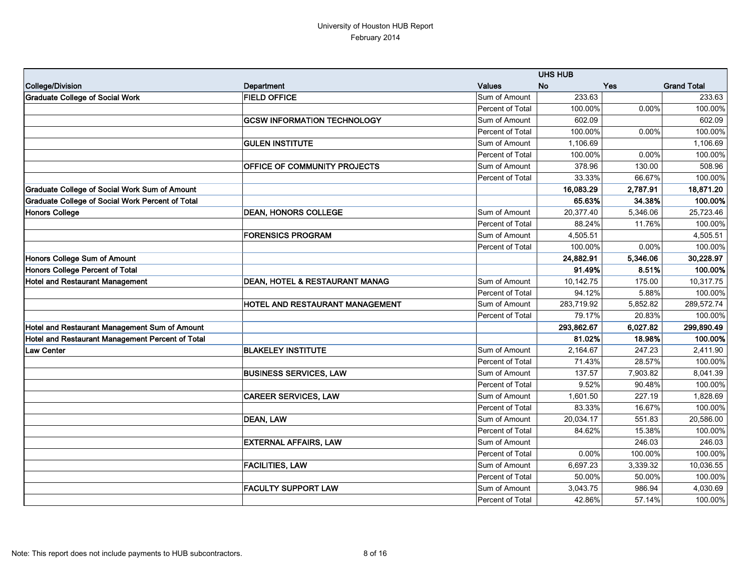University of Houston HUB Report
February 2014

| | | | UHS HUB | | |
|---|---|---|---|---|---|
| **College/Division** | **Department** | **Values** | **No** | **Yes** | **Grand Total** |
| **Graduate College of Social Work** | **FIELD OFFICE** | Sum of Amount | 233.63 | | 233.63 |
| | | Percent of Total | 100.00% | 0.00% | 100.00% |
| | **GCSW INFORMATION TECHNOLOGY** | Sum of Amount | 602.09 | | 602.09 |
| | | Percent of Total | 100.00% | 0.00% | 100.00% |
| | **GULEN INSTITUTE** | Sum of Amount | 1,106.69 | | 1,106.69 |
| | | Percent of Total | 100.00% | 0.00% | 100.00% |
| | **OFFICE OF COMMUNITY PROJECTS** | Sum of Amount | 378.96 | 130.00 | 508.96 |
| | | Percent of Total | 33.33% | 66.67% | 100.00% |
| **Graduate College of Social Work Sum of Amount** | | | **16,083.29** | **2,787.91** | **18,871.20** |
| **Graduate College of Social Work Percent of Total** | | | **65.63%** | **34.38%** | **100.00%** |
| **Honors College** | **DEAN, HONORS COLLEGE** | Sum of Amount | 20,377.40 | 5,346.06 | 25,723.46 |
| | | Percent of Total | 88.24% | 11.76% | 100.00% |
| | **FORENSICS PROGRAM** | Sum of Amount | 4,505.51 | | 4,505.51 |
| | | Percent of Total | 100.00% | 0.00% | 100.00% |
| **Honors College Sum of Amount** | | | **24,882.91** | **5,346.06** | **30,228.97** |
| **Honors College Percent of Total** | | | **91.49%** | **8.51%** | **100.00%** |
| **Hotel and Restaurant Management** | **DEAN, HOTEL & RESTAURANT MANAG** | Sum of Amount | 10,142.75 | 175.00 | 10,317.75 |
| | | Percent of Total | 94.12% | 5.88% | 100.00% |
| | **HOTEL AND RESTAURANT MANAGEMENT** | Sum of Amount | 283,719.92 | 5,852.82 | 289,572.74 |
| | | Percent of Total | 79.17% | 20.83% | 100.00% |
| **Hotel and Restaurant Management Sum of Amount** | | | **293,862.67** | **6,027.82** | **299,890.49** |
| **Hotel and Restaurant Management Percent of Total** | | | **81.02%** | **18.98%** | **100.00%** |
| **Law Center** | **BLAKELEY INSTITUTE** | Sum of Amount | 2,164.67 | 247.23 | 2,411.90 |
| | | Percent of Total | 71.43% | 28.57% | 100.00% |
| | **BUSINESS SERVICES, LAW** | Sum of Amount | 137.57 | 7,903.82 | 8,041.39 |
| | | Percent of Total | 9.52% | 90.48% | 100.00% |
| | **CAREER SERVICES, LAW** | Sum of Amount | 1,601.50 | 227.19 | 1,828.69 |
| | | Percent of Total | 83.33% | 16.67% | 100.00% |
| | **DEAN, LAW** | Sum of Amount | 20,034.17 | 551.83 | 20,586.00 |
| | | Percent of Total | 84.62% | 15.38% | 100.00% |
| | **EXTERNAL AFFAIRS, LAW** | Sum of Amount | | 246.03 | 246.03 |
| | | Percent of Total | 0.00% | 100.00% | 100.00% |
| | **FACILITIES, LAW** | Sum of Amount | 6,697.23 | 3,339.32 | 10,036.55 |
| | | Percent of Total | 50.00% | 50.00% | 100.00% |
| | **FACULTY SUPPORT LAW** | Sum of Amount | 3,043.75 | 986.94 | 4,030.69 |
| | | Percent of Total | 42.86% | 57.14% | 100.00% |

Note: This report does not include payments to HUB subcontractors.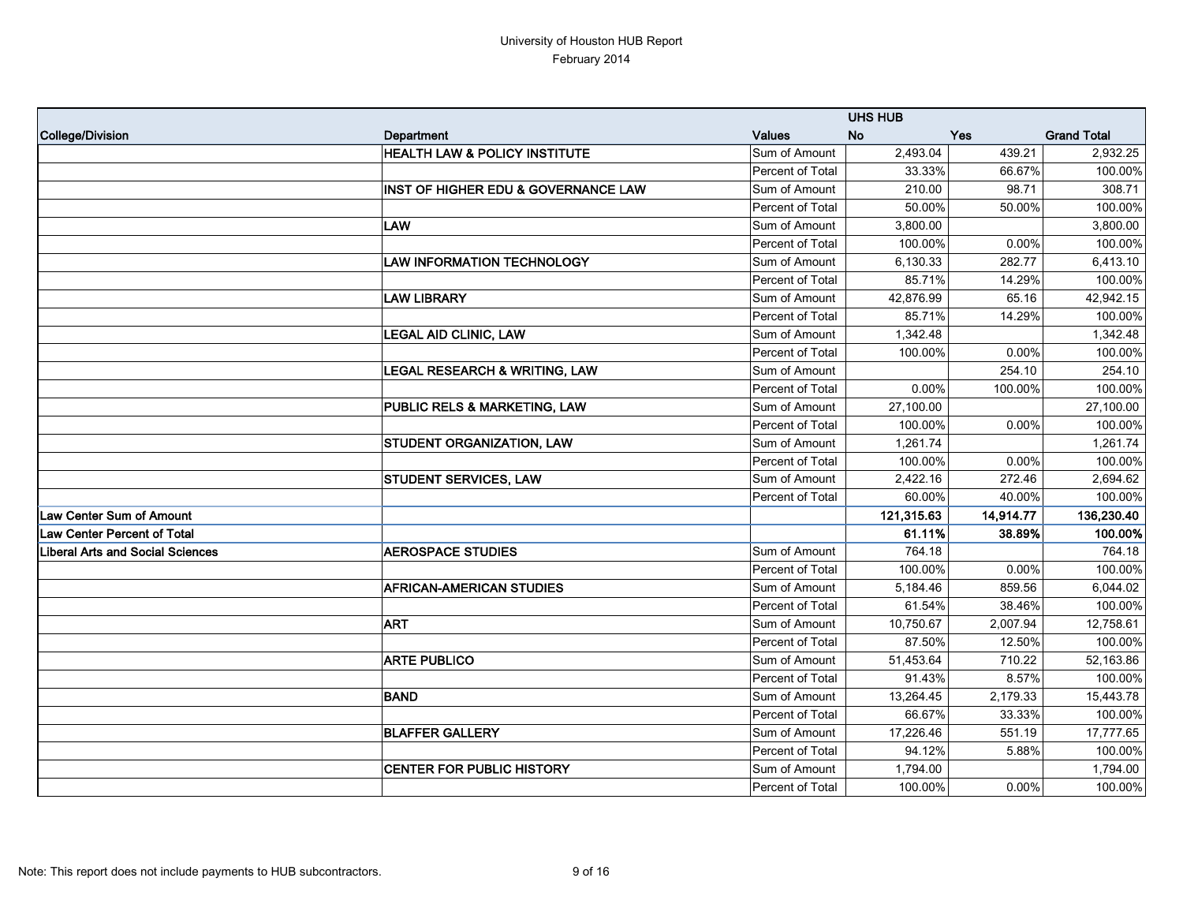University of Houston HUB Report
February 2014

| | | | UHS HUB | | |
|---|---|---|---|---|---|
| **College/Division** | **Department** | **Values** | **No** | **Yes** | **Grand Total** |
| | **HEALTH LAW & POLICY INSTITUTE** | Sum of Amount | 2,493.04 | 439.21 | 2,932.25 |
| | | Percent of Total | 33.33% | 66.67% | 100.00% |
| | **INST OF HIGHER EDU & GOVERNANCE LAW** | Sum of Amount | 210.00 | 98.71 | 308.71 |
| | | Percent of Total | 50.00% | 50.00% | 100.00% |
| | **LAW** | Sum of Amount | 3,800.00 | | 3,800.00 |
| | | Percent of Total | 100.00% | 0.00% | 100.00% |
| | **LAW INFORMATION TECHNOLOGY** | Sum of Amount | 6,130.33 | 282.77 | 6,413.10 |
| | | Percent of Total | 85.71% | 14.29% | 100.00% |
| | **LAW LIBRARY** | Sum of Amount | 42,876.99 | 65.16 | 42,942.15 |
| | | Percent of Total | 85.71% | 14.29% | 100.00% |
| | **LEGAL AID CLINIC, LAW** | Sum of Amount | 1,342.48 | | 1,342.48 |
| | | Percent of Total | 100.00% | 0.00% | 100.00% |
| | **LEGAL RESEARCH & WRITING, LAW** | Sum of Amount | | 254.10 | 254.10 |
| | | Percent of Total | 0.00% | 100.00% | 100.00% |
| | **PUBLIC RELS & MARKETING, LAW** | Sum of Amount | 27,100.00 | | 27,100.00 |
| | | Percent of Total | 100.00% | 0.00% | 100.00% |
| | **STUDENT ORGANIZATION, LAW** | Sum of Amount | 1,261.74 | | 1,261.74 |
| | | Percent of Total | 100.00% | 0.00% | 100.00% |
| | **STUDENT SERVICES, LAW** | Sum of Amount | 2,422.16 | 272.46 | 2,694.62 |
| | | Percent of Total | 60.00% | 40.00% | 100.00% |
| **Law Center Sum of Amount** | | | **121,315.63** | **14,914.77** | **136,230.40** |
| **Law Center Percent of Total** | | | **61.11%** | **38.89%** | **100.00%** |
| **Liberal Arts and Social Sciences** | **AEROSPACE STUDIES** | Sum of Amount | 764.18 | | 764.18 |
| | | Percent of Total | 100.00% | 0.00% | 100.00% |
| | **AFRICAN-AMERICAN STUDIES** | Sum of Amount | 5,184.46 | 859.56 | 6,044.02 |
| | | Percent of Total | 61.54% | 38.46% | 100.00% |
| | **ART** | Sum of Amount | 10,750.67 | 2,007.94 | 12,758.61 |
| | | Percent of Total | 87.50% | 12.50% | 100.00% |
| | **ARTE PUBLICO** | Sum of Amount | 51,453.64 | 710.22 | 52,163.86 |
| | | Percent of Total | 91.43% | 8.57% | 100.00% |
| | **BAND** | Sum of Amount | 13,264.45 | 2,179.33 | 15,443.78 |
| | | Percent of Total | 66.67% | 33.33% | 100.00% |
| | **BLAFFER GALLERY** | Sum of Amount | 17,226.46 | 551.19 | 17,777.65 |
| | | Percent of Total | 94.12% | 5.88% | 100.00% |
| | **CENTER FOR PUBLIC HISTORY** | Sum of Amount | 1,794.00 | | 1,794.00 |
| | | Percent of Total | 100.00% | 0.00% | 100.00% |

Note: This report does not include payments to HUB subcontractors.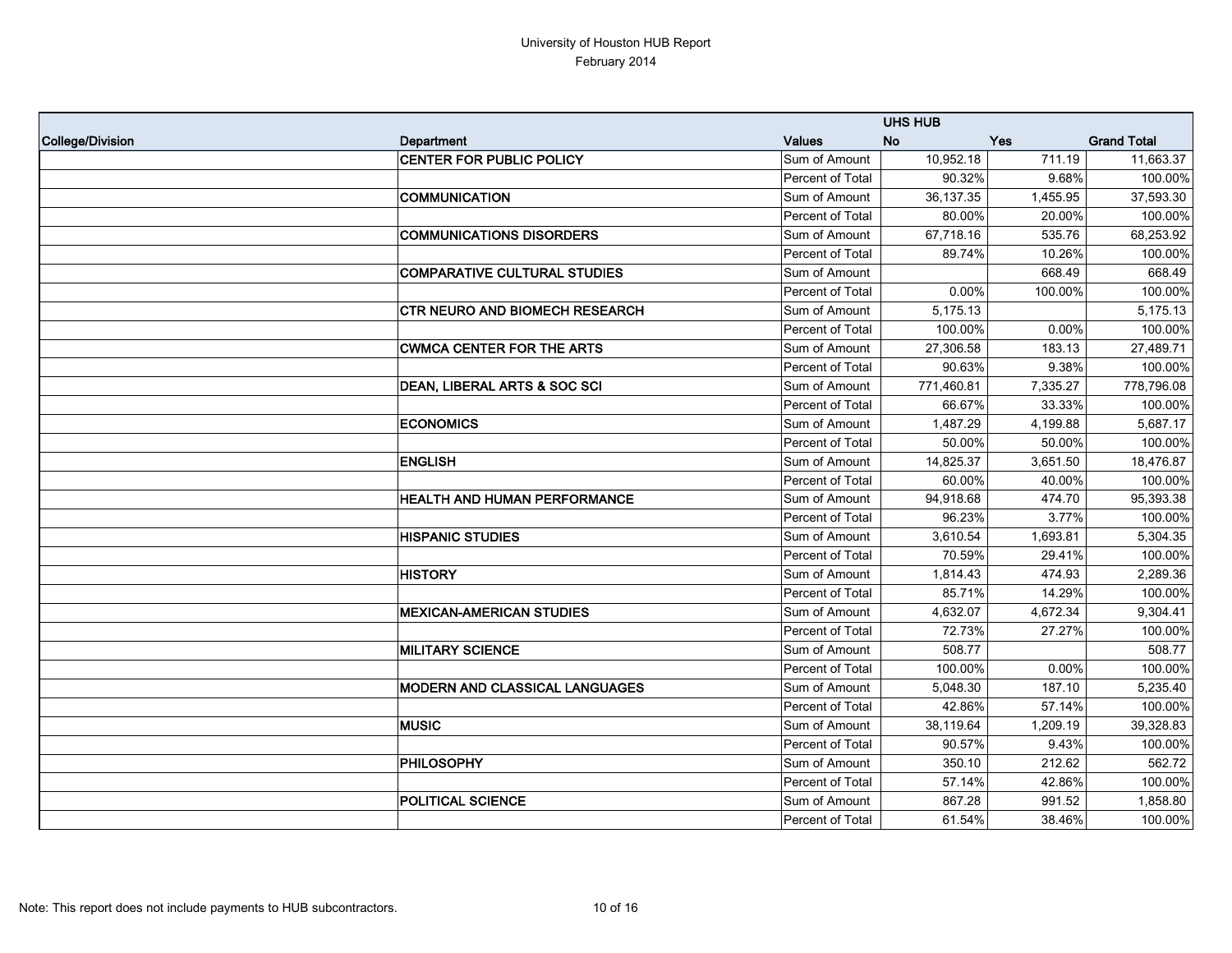University of Houston HUB Report
February 2014

| College/Division | Department | Values | UHS HUB No | Yes | Grand Total |
|---|---|---|---|---|---|
| | **CENTER FOR PUBLIC POLICY** | Sum of Amount | 10,952.18 | 711.19 | 11,663.37 |
| | | Percent of Total | 90.32% | 9.68% | 100.00% |
| | **COMMUNICATION** | Sum of Amount | 36,137.35 | 1,455.95 | 37,593.30 |
| | | Percent of Total | 80.00% | 20.00% | 100.00% |
| | **COMMUNICATIONS DISORDERS** | Sum of Amount | 67,718.16 | 535.76 | 68,253.92 |
| | | Percent of Total | 89.74% | 10.26% | 100.00% |
| | **COMPARATIVE CULTURAL STUDIES** | Sum of Amount | | 668.49 | 668.49 |
| | | Percent of Total | 0.00% | 100.00% | 100.00% |
| | **CTR NEURO AND BIOMECH RESEARCH** | Sum of Amount | 5,175.13 | | 5,175.13 |
| | | Percent of Total | 100.00% | 0.00% | 100.00% |
| | **CWMCA CENTER FOR THE ARTS** | Sum of Amount | 27,306.58 | 183.13 | 27,489.71 |
| | | Percent of Total | 90.63% | 9.38% | 100.00% |
| | **DEAN, LIBERAL ARTS & SOC SCI** | Sum of Amount | 771,460.81 | 7,335.27 | 778,796.08 |
| | | Percent of Total | 66.67% | 33.33% | 100.00% |
| | **ECONOMICS** | Sum of Amount | 1,487.29 | 4,199.88 | 5,687.17 |
| | | Percent of Total | 50.00% | 50.00% | 100.00% |
| | **ENGLISH** | Sum of Amount | 14,825.37 | 3,651.50 | 18,476.87 |
| | | Percent of Total | 60.00% | 40.00% | 100.00% |
| | **HEALTH AND HUMAN PERFORMANCE** | Sum of Amount | 94,918.68 | 474.70 | 95,393.38 |
| | | Percent of Total | 96.23% | 3.77% | 100.00% |
| | **HISPANIC STUDIES** | Sum of Amount | 3,610.54 | 1,693.81 | 5,304.35 |
| | | Percent of Total | 70.59% | 29.41% | 100.00% |
| | **HISTORY** | Sum of Amount | 1,814.43 | 474.93 | 2,289.36 |
| | | Percent of Total | 85.71% | 14.29% | 100.00% |
| | **MEXICAN-AMERICAN STUDIES** | Sum of Amount | 4,632.07 | 4,672.34 | 9,304.41 |
| | | Percent of Total | 72.73% | 27.27% | 100.00% |
| | **MILITARY SCIENCE** | Sum of Amount | 508.77 | | 508.77 |
| | | Percent of Total | 100.00% | 0.00% | 100.00% |
| | **MODERN AND CLASSICAL LANGUAGES** | Sum of Amount | 5,048.30 | 187.10 | 5,235.40 |
| | | Percent of Total | 42.86% | 57.14% | 100.00% |
| | **MUSIC** | Sum of Amount | 38,119.64 | 1,209.19 | 39,328.83 |
| | | Percent of Total | 90.57% | 9.43% | 100.00% |
| | **PHILOSOPHY** | Sum of Amount | 350.10 | 212.62 | 562.72 |
| | | Percent of Total | 57.14% | 42.86% | 100.00% |
| | **POLITICAL SCIENCE** | Sum of Amount | 867.28 | 991.52 | 1,858.80 |
| | | Percent of Total | 61.54% | 38.46% | 100.00% |

Note: This report does not include payments to HUB subcontractors.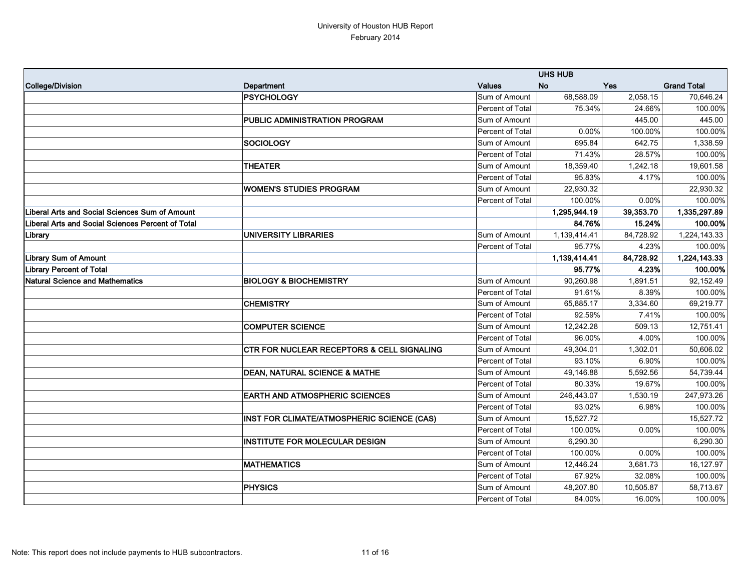University of Houston HUB Report
February 2014

| | | | UHS HUB | | |
|---|---|---|---|---|---|
| **College/Division** | **Department** | **Values** | **No** | **Yes** | **Grand Total** |
| | **PSYCHOLOGY** | Sum of Amount | 68,588.09 | 2,058.15 | 70,646.24 |
| | | Percent of Total | 75.34% | 24.66% | 100.00% |
| | **PUBLIC ADMINISTRATION PROGRAM** | Sum of Amount | | 445.00 | 445.00 |
| | | Percent of Total | 0.00% | 100.00% | 100.00% |
| | **SOCIOLOGY** | Sum of Amount | 695.84 | 642.75 | 1,338.59 |
| | | Percent of Total | 71.43% | 28.57% | 100.00% |
| | **THEATER** | Sum of Amount | 18,359.40 | 1,242.18 | 19,601.58 |
| | | Percent of Total | 95.83% | 4.17% | 100.00% |
| | **WOMEN'S STUDIES PROGRAM** | Sum of Amount | 22,930.32 | | 22,930.32 |
| | | Percent of Total | 100.00% | 0.00% | 100.00% |
| **Liberal Arts and Social Sciences Sum of Amount** | | | **1,295,944.19** | **39,353.70** | **1,335,297.89** |
| **Liberal Arts and Social Sciences Percent of Total** | | | **84.76%** | **15.24%** | **100.00%** |
| **Library** | **UNIVERSITY LIBRARIES** | Sum of Amount | 1,139,414.41 | 84,728.92 | 1,224,143.33 |
| | | Percent of Total | 95.77% | 4.23% | 100.00% |
| **Library Sum of Amount** | | | **1,139,414.41** | **84,728.92** | **1,224,143.33** |
| **Library Percent of Total** | | | **95.77%** | **4.23%** | **100.00%** |
| **Natural Science and Mathematics** | **BIOLOGY & BIOCHEMISTRY** | Sum of Amount | 90,260.98 | 1,891.51 | 92,152.49 |
| | | Percent of Total | 91.61% | 8.39% | 100.00% |
| | **CHEMISTRY** | Sum of Amount | 65,885.17 | 3,334.60 | 69,219.77 |
| | | Percent of Total | 92.59% | 7.41% | 100.00% |
| | **COMPUTER SCIENCE** | Sum of Amount | 12,242.28 | 509.13 | 12,751.41 |
| | | Percent of Total | 96.00% | 4.00% | 100.00% |
| | **CTR FOR NUCLEAR RECEPTORS & CELL SIGNALING** | Sum of Amount | 49,304.01 | 1,302.01 | 50,606.02 |
| | | Percent of Total | 93.10% | 6.90% | 100.00% |
| | **DEAN, NATURAL SCIENCE & MATHE** | Sum of Amount | 49,146.88 | 5,592.56 | 54,739.44 |
| | | Percent of Total | 80.33% | 19.67% | 100.00% |
| | **EARTH AND ATMOSPHERIC SCIENCES** | Sum of Amount | 246,443.07 | 1,530.19 | 247,973.26 |
| | | Percent of Total | 93.02% | 6.98% | 100.00% |
| | **INST FOR CLIMATE/ATMOSPHERIC SCIENCE (CAS)** | Sum of Amount | 15,527.72 | | 15,527.72 |
| | | Percent of Total | 100.00% | 0.00% | 100.00% |
| | **INSTITUTE FOR MOLECULAR DESIGN** | Sum of Amount | 6,290.30 | | 6,290.30 |
| | | Percent of Total | 100.00% | 0.00% | 100.00% |
| | **MATHEMATICS** | Sum of Amount | 12,446.24 | 3,681.73 | 16,127.97 |
| | | Percent of Total | 67.92% | 32.08% | 100.00% |
| | **PHYSICS** | Sum of Amount | 48,207.80 | 10,505.87 | 58,713.67 |
| | | Percent of Total | 84.00% | 16.00% | 100.00% |

Note: This report does not include payments to HUB subcontractors.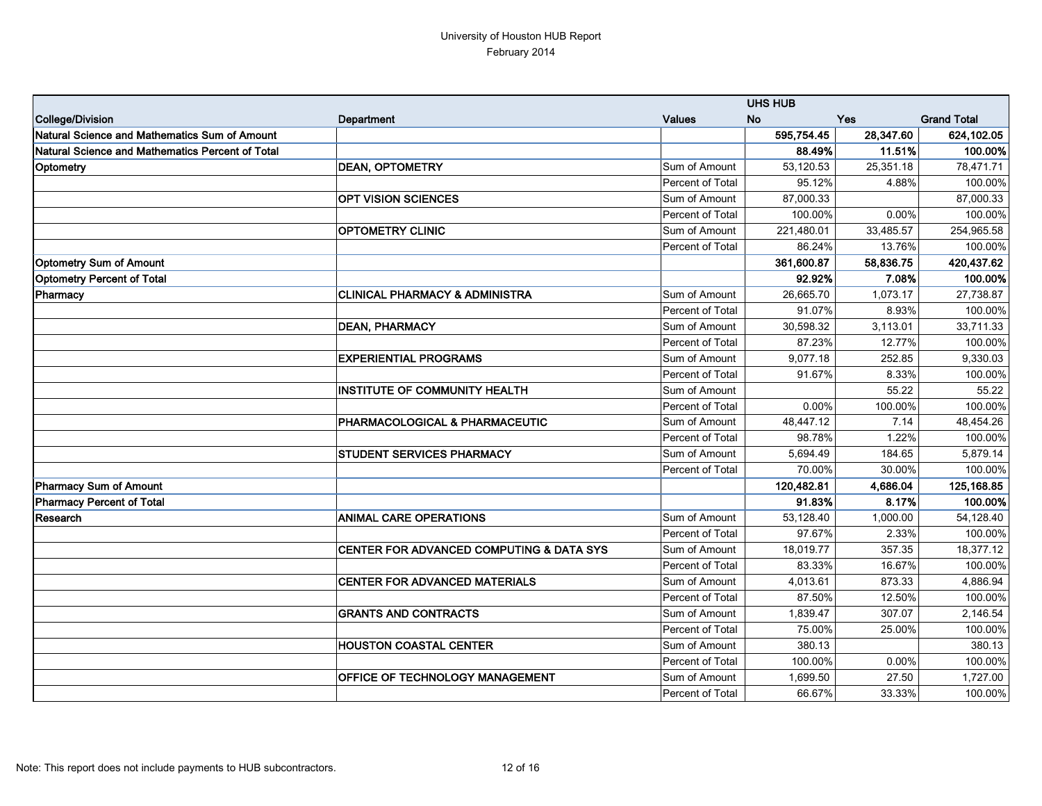University of Houston HUB Report
February 2014

| | | | UHS HUB | | |
|---|---|---|---|---|---|
| **College/Division** | **Department** | **Values** | **No** | **Yes** | **Grand Total** |
| **Natural Science and Mathematics Sum of Amount** | | | **595,754.45** | **28,347.60** | **624,102.05** |
| **Natural Science and Mathematics Percent of Total** | | | **88.49%** | **11.51%** | **100.00%** |
| **Optometry** | **DEAN, OPTOMETRY** | Sum of Amount | 53,120.53 | 25,351.18 | 78,471.71 |
| | | Percent of Total | 95.12% | 4.88% | 100.00% |
| | **OPT VISION SCIENCES** | Sum of Amount | 87,000.33 | | 87,000.33 |
| | | Percent of Total | 100.00% | 0.00% | 100.00% |
| | **OPTOMETRY CLINIC** | Sum of Amount | 221,480.01 | 33,485.57 | 254,965.58 |
| | | Percent of Total | 86.24% | 13.76% | 100.00% |
| **Optometry Sum of Amount** | | | **361,600.87** | **58,836.75** | **420,437.62** |
| **Optometry Percent of Total** | | | **92.92%** | **7.08%** | **100.00%** |
| **Pharmacy** | **CLINICAL PHARMACY & ADMINISTRA** | Sum of Amount | 26,665.70 | 1,073.17 | 27,738.87 |
| | | Percent of Total | 91.07% | 8.93% | 100.00% |
| | **DEAN, PHARMACY** | Sum of Amount | 30,598.32 | 3,113.01 | 33,711.33 |
| | | Percent of Total | 87.23% | 12.77% | 100.00% |
| | **EXPERIENTIAL PROGRAMS** | Sum of Amount | 9,077.18 | 252.85 | 9,330.03 |
| | | Percent of Total | 91.67% | 8.33% | 100.00% |
| | **INSTITUTE OF COMMUNITY HEALTH** | Sum of Amount | | 55.22 | 55.22 |
| | | Percent of Total | 0.00% | 100.00% | 100.00% |
| | **PHARMACOLOGICAL & PHARMACEUTIC** | Sum of Amount | 48,447.12 | 7.14 | 48,454.26 |
| | | Percent of Total | 98.78% | 1.22% | 100.00% |
| | **STUDENT SERVICES PHARMACY** | Sum of Amount | 5,694.49 | 184.65 | 5,879.14 |
| | | Percent of Total | 70.00% | 30.00% | 100.00% |
| **Pharmacy Sum of Amount** | | | **120,482.81** | **4,686.04** | **125,168.85** |
| **Pharmacy Percent of Total** | | | **91.83%** | **8.17%** | **100.00%** |
| **Research** | **ANIMAL CARE OPERATIONS** | Sum of Amount | 53,128.40 | 1,000.00 | 54,128.40 |
| | | Percent of Total | 97.67% | 2.33% | 100.00% |
| | **CENTER FOR ADVANCED COMPUTING & DATA SYS** | Sum of Amount | 18,019.77 | 357.35 | 18,377.12 |
| | | Percent of Total | 83.33% | 16.67% | 100.00% |
| | **CENTER FOR ADVANCED MATERIALS** | Sum of Amount | 4,013.61 | 873.33 | 4,886.94 |
| | | Percent of Total | 87.50% | 12.50% | 100.00% |
| | **GRANTS AND CONTRACTS** | Sum of Amount | 1,839.47 | 307.07 | 2,146.54 |
| | | Percent of Total | 75.00% | 25.00% | 100.00% |
| | **HOUSTON COASTAL CENTER** | Sum of Amount | 380.13 | | 380.13 |
| | | Percent of Total | 100.00% | 0.00% | 100.00% |
| | **OFFICE OF TECHNOLOGY MANAGEMENT** | Sum of Amount | 1,699.50 | 27.50 | 1,727.00 |
| | | Percent of Total | 66.67% | 33.33% | 100.00% |

Note: This report does not include payments to HUB subcontractors.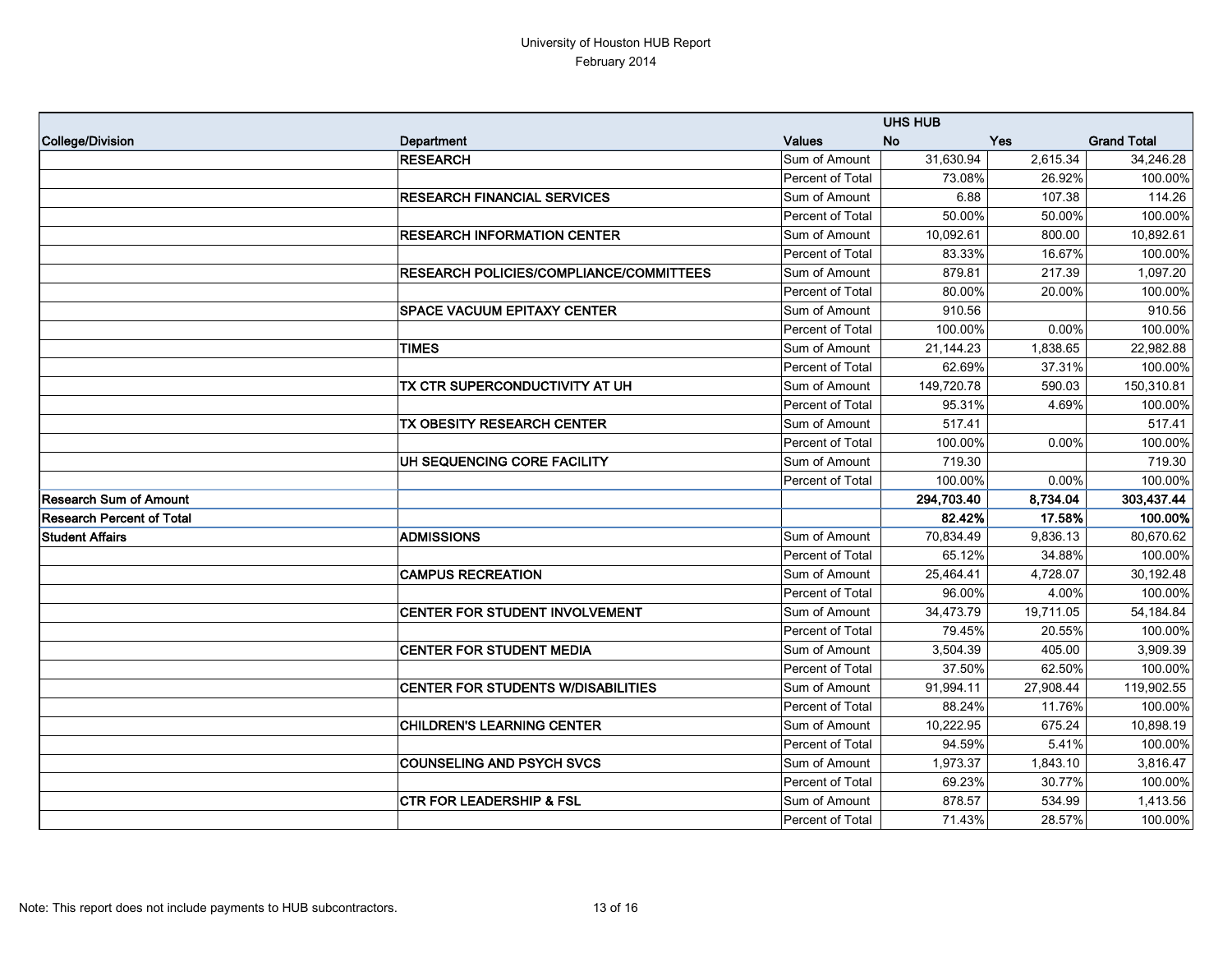# University of Houston HUB Report
## February 2014

| | | | UHS HUB | | |
|---|---|---|---|---|---|
| **College/Division** | **Department** | **Values** | **No** | **Yes** | **Grand Total** |
| | **RESEARCH** | Sum of Amount | 31,630.94 | 2,615.34 | 34,246.28 |
| | | Percent of Total | 73.08% | 26.92% | 100.00% |
| | **RESEARCH FINANCIAL SERVICES** | Sum of Amount | 6.88 | 107.38 | 114.26 |
| | | Percent of Total | 50.00% | 50.00% | 100.00% |
| | **RESEARCH INFORMATION CENTER** | Sum of Amount | 10,092.61 | 800.00 | 10,892.61 |
| | | Percent of Total | 83.33% | 16.67% | 100.00% |
| | **RESEARCH POLICIES/COMPLIANCE/COMMITTEES** | Sum of Amount | 879.81 | 217.39 | 1,097.20 |
| | | Percent of Total | 80.00% | 20.00% | 100.00% |
| | **SPACE VACUUM EPITAXY CENTER** | Sum of Amount | 910.56 | | 910.56 |
| | | Percent of Total | 100.00% | 0.00% | 100.00% |
| | **TIMES** | Sum of Amount | 21,144.23 | 1,838.65 | 22,982.88 |
| | | Percent of Total | 62.69% | 37.31% | 100.00% |
| | **TX CTR SUPERCONDUCTIVITY AT UH** | Sum of Amount | 149,720.78 | 590.03 | 150,310.81 |
| | | Percent of Total | 95.31% | 4.69% | 100.00% |
| | **TX OBESITY RESEARCH CENTER** | Sum of Amount | 517.41 | | 517.41 |
| | | Percent of Total | 100.00% | 0.00% | 100.00% |
| | **UH SEQUENCING CORE FACILITY** | Sum of Amount | 719.30 | | 719.30 |
| | | Percent of Total | 100.00% | 0.00% | 100.00% |
| **Research Sum of Amount** | | | **294,703.40** | **8,734.04** | **303,437.44** |
| **Research Percent of Total** | | | **82.42%** | **17.58%** | **100.00%** |
| **Student Affairs** | **ADMISSIONS** | Sum of Amount | 70,834.49 | 9,836.13 | 80,670.62 |
| | | Percent of Total | 65.12% | 34.88% | 100.00% |
| | **CAMPUS RECREATION** | Sum of Amount | 25,464.41 | 4,728.07 | 30,192.48 |
| | | Percent of Total | 96.00% | 4.00% | 100.00% |
| | **CENTER FOR STUDENT INVOLVEMENT** | Sum of Amount | 34,473.79 | 19,711.05 | 54,184.84 |
| | | Percent of Total | 79.45% | 20.55% | 100.00% |
| | **CENTER FOR STUDENT MEDIA** | Sum of Amount | 3,504.39 | 405.00 | 3,909.39 |
| | | Percent of Total | 37.50% | 62.50% | 100.00% |
| | **CENTER FOR STUDENTS W/DISABILITIES** | Sum of Amount | 91,994.11 | 27,908.44 | 119,902.55 |
| | | Percent of Total | 88.24% | 11.76% | 100.00% |
| | **CHILDREN'S LEARNING CENTER** | Sum of Amount | 10,222.95 | 675.24 | 10,898.19 |
| | | Percent of Total | 94.59% | 5.41% | 100.00% |
| | **COUNSELING AND PSYCH SVCS** | Sum of Amount | 1,973.37 | 1,843.10 | 3,816.47 |
| | | Percent of Total | 69.23% | 30.77% | 100.00% |
| | **CTR FOR LEADERSHIP & FSL** | Sum of Amount | 878.57 | 534.99 | 1,413.56 |
| | | Percent of Total | 71.43% | 28.57% | 100.00% |

Note: This report does not include payments to HUB subcontractors.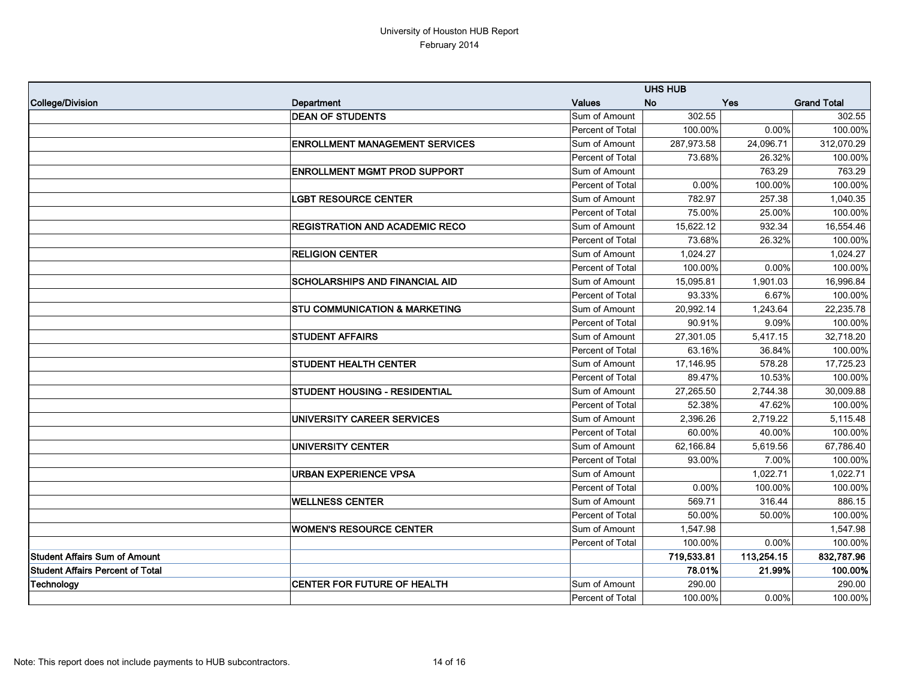University of Houston HUB Report
February 2014

| College/Division | Department | Values | UHS HUB No | Yes | Grand Total |
|---|---|---|---|---|---|
| | **DEAN OF STUDENTS** | Sum of Amount | 302.55 | | 302.55 |
| | | Percent of Total | 100.00% | 0.00% | 100.00% |
| | **ENROLLMENT MANAGEMENT SERVICES** | Sum of Amount | 287,973.58 | 24,096.71 | 312,070.29 |
| | | Percent of Total | 73.68% | 26.32% | 100.00% |
| | **ENROLLMENT MGMT PROD SUPPORT** | Sum of Amount | | 763.29 | 763.29 |
| | | Percent of Total | 0.00% | 100.00% | 100.00% |
| | **LGBT RESOURCE CENTER** | Sum of Amount | 782.97 | 257.38 | 1,040.35 |
| | | Percent of Total | 75.00% | 25.00% | 100.00% |
| | **REGISTRATION AND ACADEMIC RECO** | Sum of Amount | 15,622.12 | 932.34 | 16,554.46 |
| | | Percent of Total | 73.68% | 26.32% | 100.00% |
| | **RELIGION CENTER** | Sum of Amount | 1,024.27 | | 1,024.27 |
| | | Percent of Total | 100.00% | 0.00% | 100.00% |
| | **SCHOLARSHIPS AND FINANCIAL AID** | Sum of Amount | 15,095.81 | 1,901.03 | 16,996.84 |
| | | Percent of Total | 93.33% | 6.67% | 100.00% |
| | **STU COMMUNICATION & MARKETING** | Sum of Amount | 20,992.14 | 1,243.64 | 22,235.78 |
| | | Percent of Total | 90.91% | 9.09% | 100.00% |
| | **STUDENT AFFAIRS** | Sum of Amount | 27,301.05 | 5,417.15 | 32,718.20 |
| | | Percent of Total | 63.16% | 36.84% | 100.00% |
| | **STUDENT HEALTH CENTER** | Sum of Amount | 17,146.95 | 578.28 | 17,725.23 |
| | | Percent of Total | 89.47% | 10.53% | 100.00% |
| | **STUDENT HOUSING - RESIDENTIAL** | Sum of Amount | 27,265.50 | 2,744.38 | 30,009.88 |
| | | Percent of Total | 52.38% | 47.62% | 100.00% |
| | **UNIVERSITY CAREER SERVICES** | Sum of Amount | 2,396.26 | 2,719.22 | 5,115.48 |
| | | Percent of Total | 60.00% | 40.00% | 100.00% |
| | **UNIVERSITY CENTER** | Sum of Amount | 62,166.84 | 5,619.56 | 67,786.40 |
| | | Percent of Total | 93.00% | 7.00% | 100.00% |
| | **URBAN EXPERIENCE VPSA** | Sum of Amount | | 1,022.71 | 1,022.71 |
| | | Percent of Total | 0.00% | 100.00% | 100.00% |
| | **WELLNESS CENTER** | Sum of Amount | 569.71 | 316.44 | 886.15 |
| | | Percent of Total | 50.00% | 50.00% | 100.00% |
| | **WOMEN'S RESOURCE CENTER** | Sum of Amount | 1,547.98 | | 1,547.98 |
| | | Percent of Total | 100.00% | 0.00% | 100.00% |
| **Student Affairs Sum of Amount** | | | **719,533.81** | **113,254.15** | **832,787.96** |
| **Student Affairs Percent of Total** | | | **78.01%** | **21.99%** | **100.00%** |
| **Technology** | **CENTER FOR FUTURE OF HEALTH** | Sum of Amount | 290.00 | | 290.00 |
| | | Percent of Total | 100.00% | 0.00% | 100.00% |

Note: This report does not include payments to HUB subcontractors.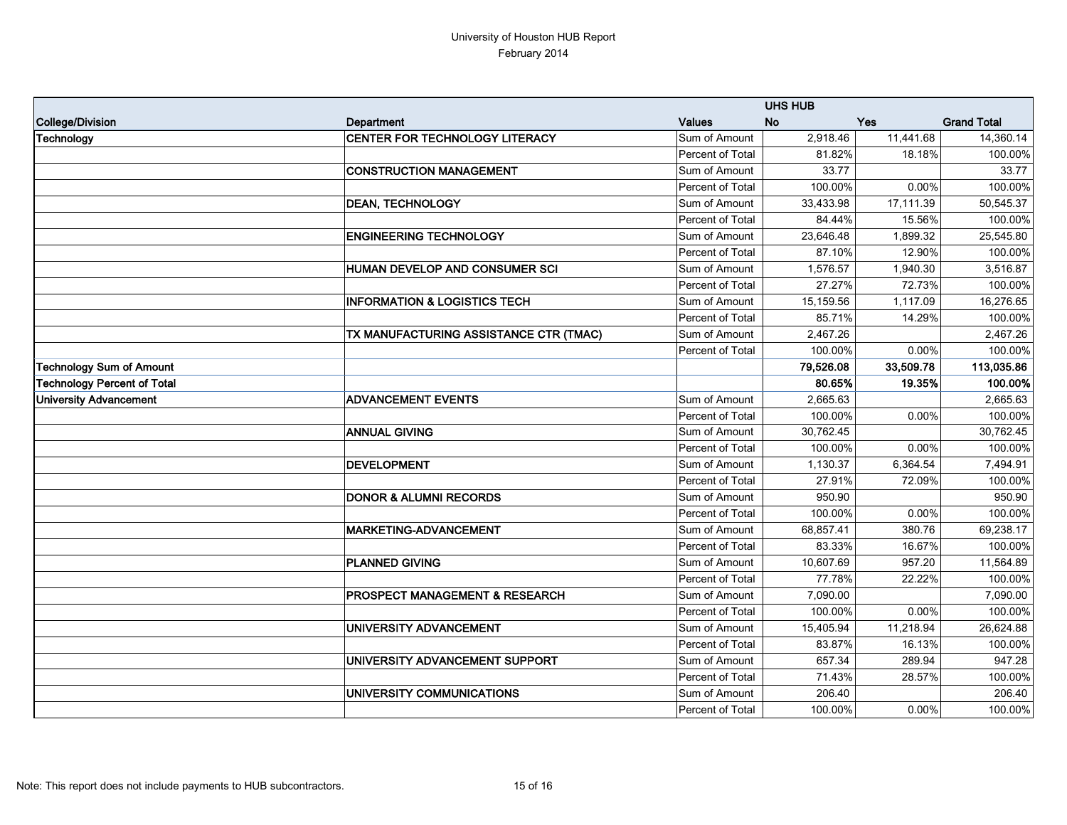University of Houston HUB Report
February 2014

| | | | UHS HUB | | |
|---|---|---|---|---|---|
| College/Division | Department | Values | No | Yes | Grand Total |
| Technology | CENTER FOR TECHNOLOGY LITERACY | Sum of Amount | 2,918.46 | 11,441.68 | 14,360.14 |
| | | Percent of Total | 81.82% | 18.18% | 100.00% |
| | CONSTRUCTION MANAGEMENT | Sum of Amount | 33.77 | | 33.77 |
| | | Percent of Total | 100.00% | 0.00% | 100.00% |
| | DEAN, TECHNOLOGY | Sum of Amount | 33,433.98 | 17,111.39 | 50,545.37 |
| | | Percent of Total | 84.44% | 15.56% | 100.00% |
| | ENGINEERING TECHNOLOGY | Sum of Amount | 23,646.48 | 1,899.32 | 25,545.80 |
| | | Percent of Total | 87.10% | 12.90% | 100.00% |
| | HUMAN DEVELOP AND CONSUMER SCI | Sum of Amount | 1,576.57 | 1,940.30 | 3,516.87 |
| | | Percent of Total | 27.27% | 72.73% | 100.00% |
| | INFORMATION & LOGISTICS TECH | Sum of Amount | 15,159.56 | 1,117.09 | 16,276.65 |
| | | Percent of Total | 85.71% | 14.29% | 100.00% |
| | TX MANUFACTURING ASSISTANCE CTR (TMAC) | Sum of Amount | 2,467.26 | | 2,467.26 |
| | | Percent of Total | 100.00% | 0.00% | 100.00% |
| **Technology Sum of Amount** | | | **79,526.08** | **33,509.78** | **113,035.86** |
| **Technology Percent of Total** | | | **80.65%** | **19.35%** | **100.00%** |
| University Advancement | ADVANCEMENT EVENTS | Sum of Amount | 2,665.63 | | 2,665.63 |
| | | Percent of Total | 100.00% | 0.00% | 100.00% |
| | ANNUAL GIVING | Sum of Amount | 30,762.45 | | 30,762.45 |
| | | Percent of Total | 100.00% | 0.00% | 100.00% |
| | DEVELOPMENT | Sum of Amount | 1,130.37 | 6,364.54 | 7,494.91 |
| | | Percent of Total | 27.91% | 72.09% | 100.00% |
| | DONOR & ALUMNI RECORDS | Sum of Amount | 950.90 | | 950.90 |
| | | Percent of Total | 100.00% | 0.00% | 100.00% |
| | MARKETING-ADVANCEMENT | Sum of Amount | 68,857.41 | 380.76 | 69,238.17 |
| | | Percent of Total | 83.33% | 16.67% | 100.00% |
| | PLANNED GIVING | Sum of Amount | 10,607.69 | 957.20 | 11,564.89 |
| | | Percent of Total | 77.78% | 22.22% | 100.00% |
| | PROSPECT MANAGEMENT & RESEARCH | Sum of Amount | 7,090.00 | | 7,090.00 |
| | | Percent of Total | 100.00% | 0.00% | 100.00% |
| | UNIVERSITY ADVANCEMENT | Sum of Amount | 15,405.94 | 11,218.94 | 26,624.88 |
| | | Percent of Total | 83.87% | 16.13% | 100.00% |
| | UNIVERSITY ADVANCEMENT SUPPORT | Sum of Amount | 657.34 | 289.94 | 947.28 |
| | | Percent of Total | 71.43% | 28.57% | 100.00% |
| | UNIVERSITY COMMUNICATIONS | Sum of Amount | 206.40 | | 206.40 |
| | | Percent of Total | 100.00% | 0.00% | 100.00% |

Note: This report does not include payments to HUB subcontractors.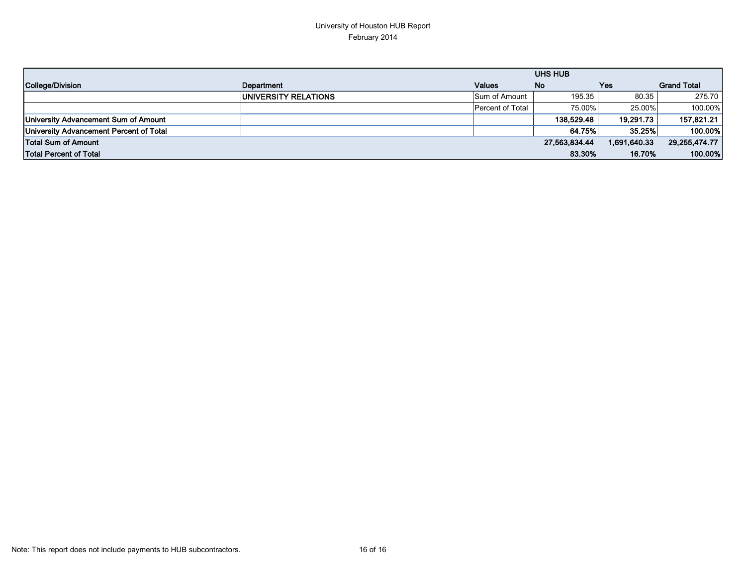University of Houston HUB Report
February 2014

| | | | UHS HUB | | |
|---|---|---|---|---|---|
| **College/Division** | **Department** | **Values** | **No** | **Yes** | **Grand Total** |
| | **UNIVERSITY RELATIONS** | Sum of Amount | 195.35 | 80.35 | 275.70 |
| | | Percent of Total | 75.00% | 25.00% | 100.00% |
| **University Advancement Sum of Amount** | | | **138,529.48** | **19,291.73** | **157,821.21** |
| **University Advancement Percent of Total** | | | **64.75%** | **35.25%** | **100.00%** |
| **Total Sum of Amount** | | | **27,563,834.44** | **1,691,640.33** | **29,255,474.77** |
| **Total Percent of Total** | | | **83.30%** | **16.70%** | **100.00%** |

Note: This report does not include payments to HUB subcontractors.